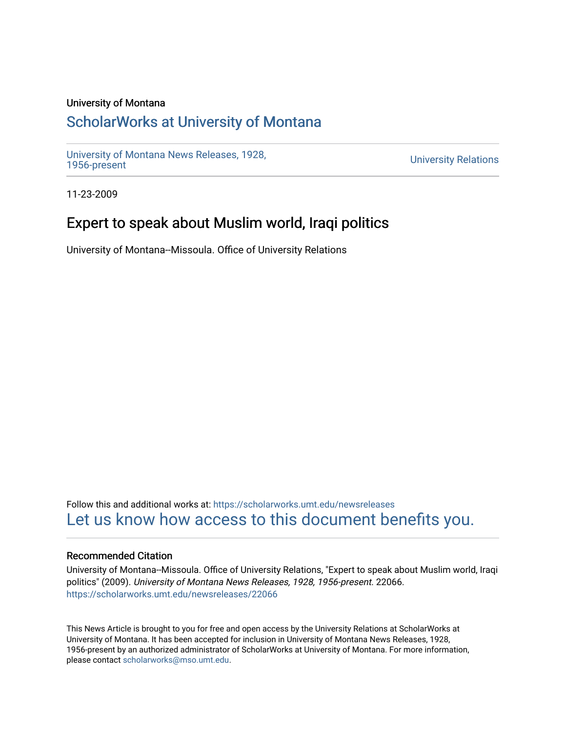University of Montana

# ScholarWorks at University of Montana

University of Montana News Releases, 1928, 1956-present

University Relations

11-23-2009

## Expert to speak about Muslim world, Iraqi politics

University of Montana--Missoula. Office of University Relations

Follow this and additional works at: https://scholarworks.umt.edu/newsreleases

Let us know how access to this document benefits you.

### Recommended Citation

University of Montana--Missoula. Office of University Relations, "Expert to speak about Muslim world, Iraqi politics" (2009). *University of Montana News Releases, 1928, 1956-present*. 22066.
https://scholarworks.umt.edu/newsreleases/22066

This News Article is brought to you for free and open access by the University Relations at ScholarWorks at University of Montana. It has been accepted for inclusion in University of Montana News Releases, 1928, 1956-present by an authorized administrator of ScholarWorks at University of Montana. For more information, please contact scholarworks@mso.umt.edu.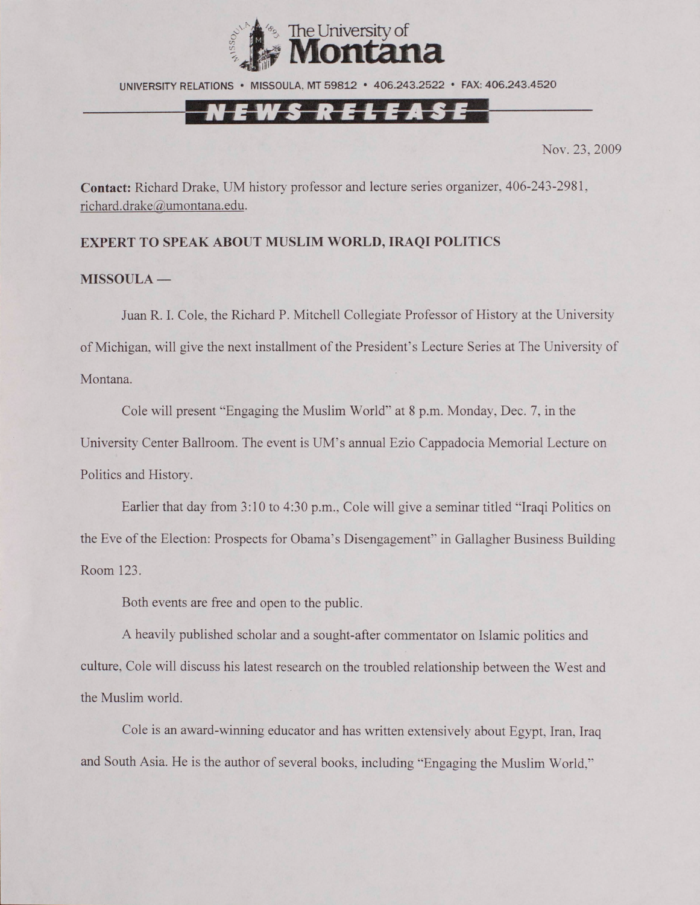The University of Montana

UNIVERSITY RELATIONS • MISSOULA, MT 59812 • 406.243.2522 • FAX: 406.243.4520

**NEWS RELEASE**

Nov. 23, 2009

**Contact:** Richard Drake, UM history professor and lecture series organizer, 406-243-2981, richard.drake@umontana.edu.

**EXPERT TO SPEAK ABOUT MUSLIM WORLD, IRAQI POLITICS**

**MISSOULA —**

Juan R. I. Cole, the Richard P. Mitchell Collegiate Professor of History at the University of Michigan, will give the next installment of the President's Lecture Series at The University of Montana.

Cole will present "Engaging the Muslim World" at 8 p.m. Monday, Dec. 7, in the University Center Ballroom. The event is UM's annual Ezio Cappadocia Memorial Lecture on Politics and History.

Earlier that day from 3:10 to 4:30 p.m., Cole will give a seminar titled "Iraqi Politics on the Eve of the Election: Prospects for Obama's Disengagement" in Gallagher Business Building Room 123.

Both events are free and open to the public.

A heavily published scholar and a sought-after commentator on Islamic politics and culture, Cole will discuss his latest research on the troubled relationship between the West and the Muslim world.

Cole is an award-winning educator and has written extensively about Egypt, Iran, Iraq and South Asia. He is the author of several books, including "Engaging the Muslim World,"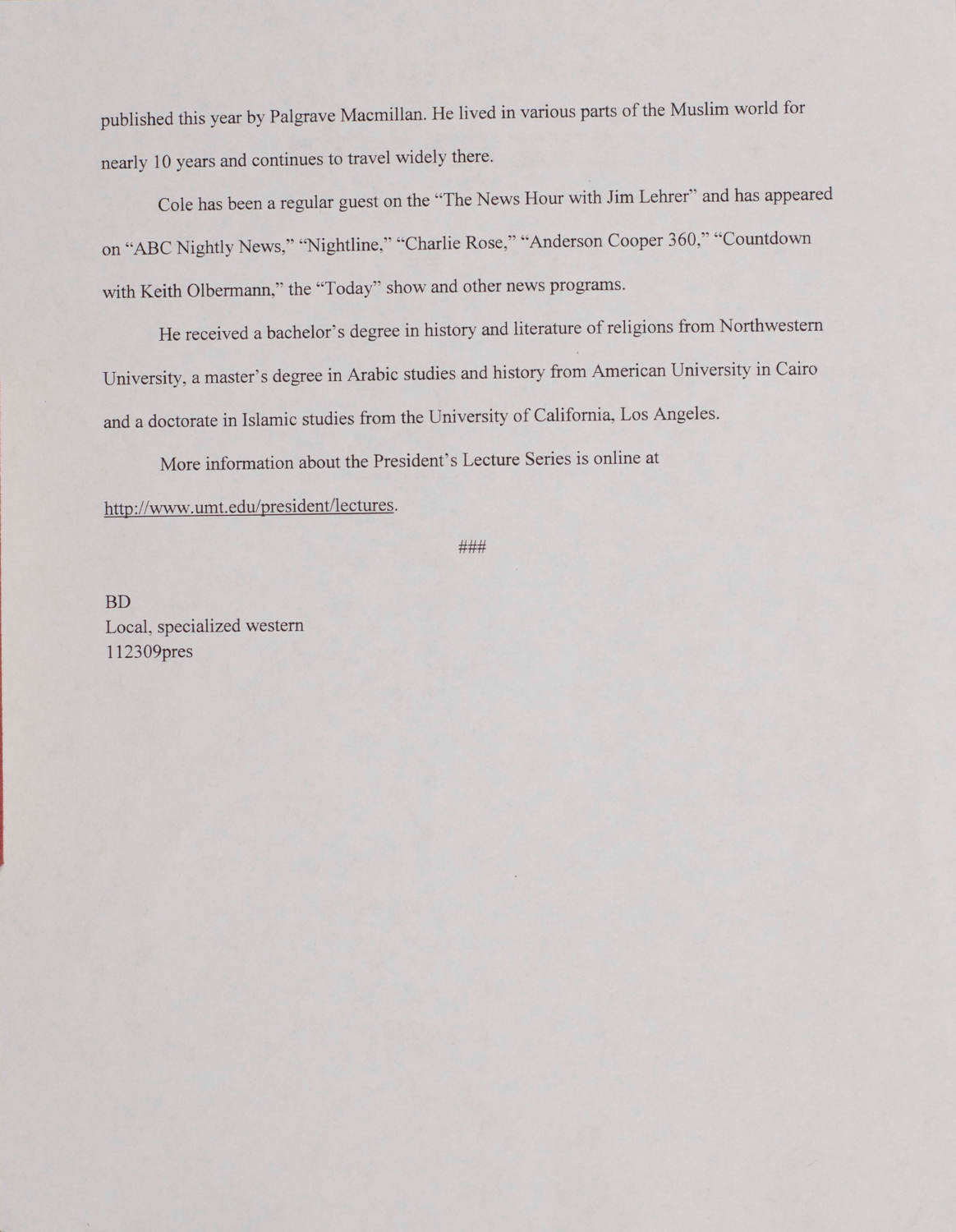published this year by Palgrave Macmillan. He lived in various parts of the Muslim world for nearly 10 years and continues to travel widely there.

Cole has been a regular guest on the "The News Hour with Jim Lehrer" and has appeared on "ABC Nightly News," "Nightline," "Charlie Rose," "Anderson Cooper 360," "Countdown with Keith Olbermann," the "Today" show and other news programs.

He received a bachelor's degree in history and literature of religions from Northwestern University, a master's degree in Arabic studies and history from American University in Cairo and a doctorate in Islamic studies from the University of California, Los Angeles.

More information about the President's Lecture Series is online at http://www.umt.edu/president/lectures.

###

BD
Local, specialized western
112309pres